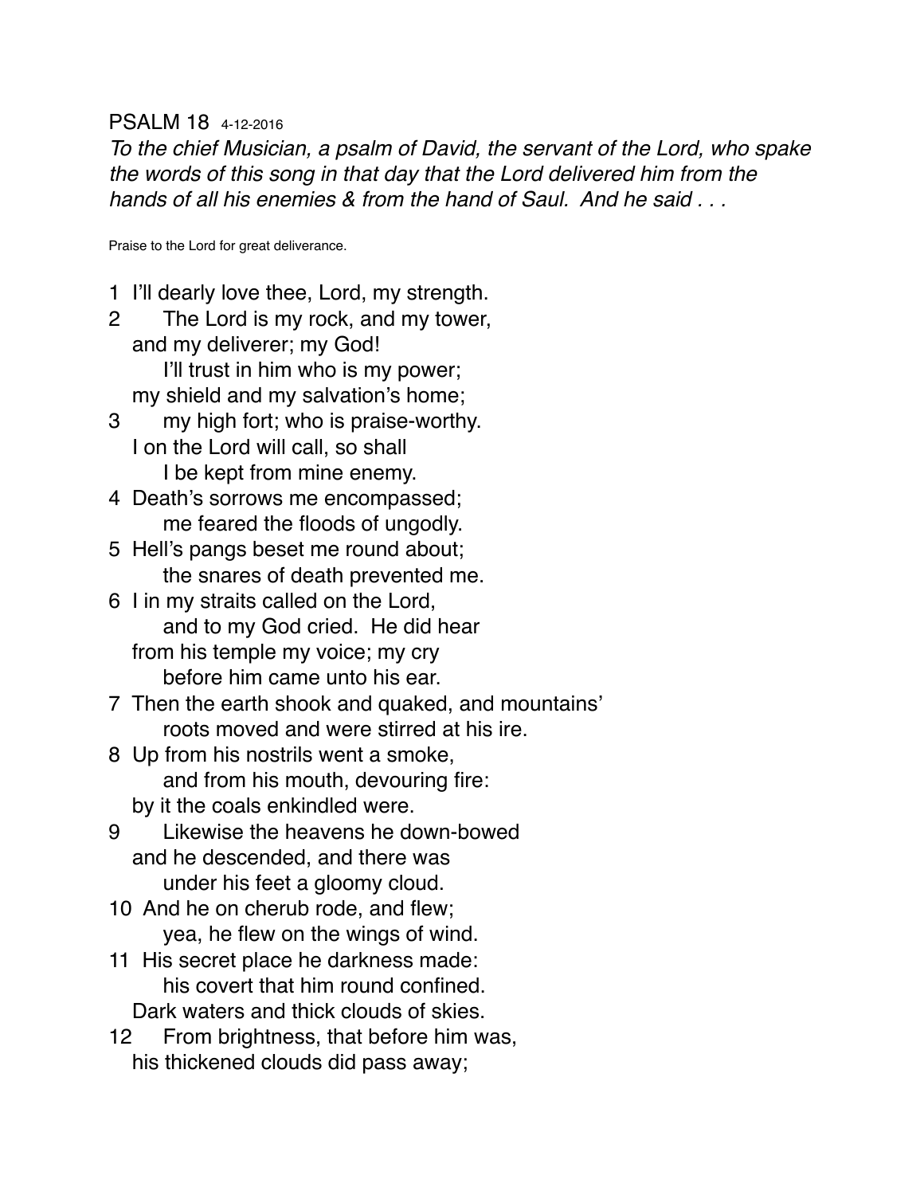# PSALM 18 4-12-2016

*To the chief Musician, a psalm of David, the servant of the Lord, who spake the words of this song in that day that the Lord delivered him from the hands of all his enemies & from the hand of Saul. And he said . . .*

Praise to the Lord for great deliverance.

1 I'll dearly love thee, Lord, my strength.  
2 The Lord is my rock, and my tower,  
and my deliverer; my God!  
I'll trust in him who is my power;  
my shield and my salvation's home;  
3 my high fort; who is praise-worthy.  
I on the Lord will call, so shall  
I be kept from mine enemy.  
4 Death's sorrows me encompassed;  
me feared the floods of ungodly.  
5 Hell's pangs beset me round about;  
the snares of death prevented me.  
6 I in my straits called on the Lord,  
and to my God cried. He did hear  
from his temple my voice; my cry  
before him came unto his ear.  
7 Then the earth shook and quaked, and mountains'  
roots moved and were stirred at his ire.  
8 Up from his nostrils went a smoke,  
and from his mouth, devouring fire:  
by it the coals enkindled were.  
9 Likewise the heavens he down-bowed  
and he descended, and there was  
under his feet a gloomy cloud.  
10 And he on cherub rode, and flew;  
yea, he flew on the wings of wind.  
11 His secret place he darkness made:  
his covert that him round confined.  
Dark waters and thick clouds of skies.  
12 From brightness, that before him was,  
his thickened clouds did pass away;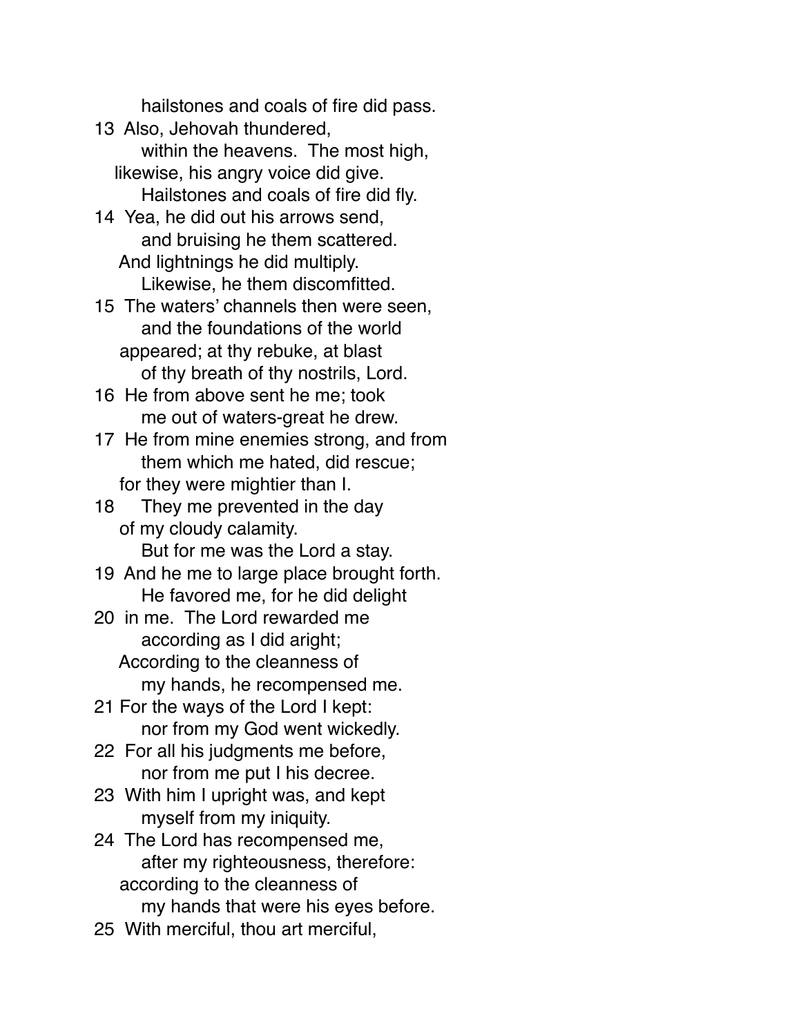hailstones and coals of fire did pass.

13 Also, Jehovah thundered,
within the heavens. The most high,
likewise, his angry voice did give.
Hailstones and coals of fire did fly.

14 Yea, he did out his arrows send,
and bruising he them scattered.
And lightnings he did multiply.
Likewise, he them discomfitted.

15 The waters' channels then were seen,
and the foundations of the world
appeared; at thy rebuke, at blast
of thy breath of thy nostrils, Lord.

16 He from above sent he me; took
me out of waters-great he drew.

17 He from mine enemies strong, and from
them which me hated, did rescue;
for they were mightier than I.

18 They me prevented in the day
of my cloudy calamity.
But for me was the Lord a stay.

19 And he me to large place brought forth.
He favored me, for he did delight

20 in me. The Lord rewarded me
according as I did aright;
According to the cleanness of
my hands, he recompensed me.

21 For the ways of the Lord I kept:
nor from my God went wickedly.

22 For all his judgments me before,
nor from me put I his decree.

23 With him I upright was, and kept
myself from my iniquity.

24 The Lord has recompensed me,
after my righteousness, therefore:
according to the cleanness of
my hands that were his eyes before.

25 With merciful, thou art merciful,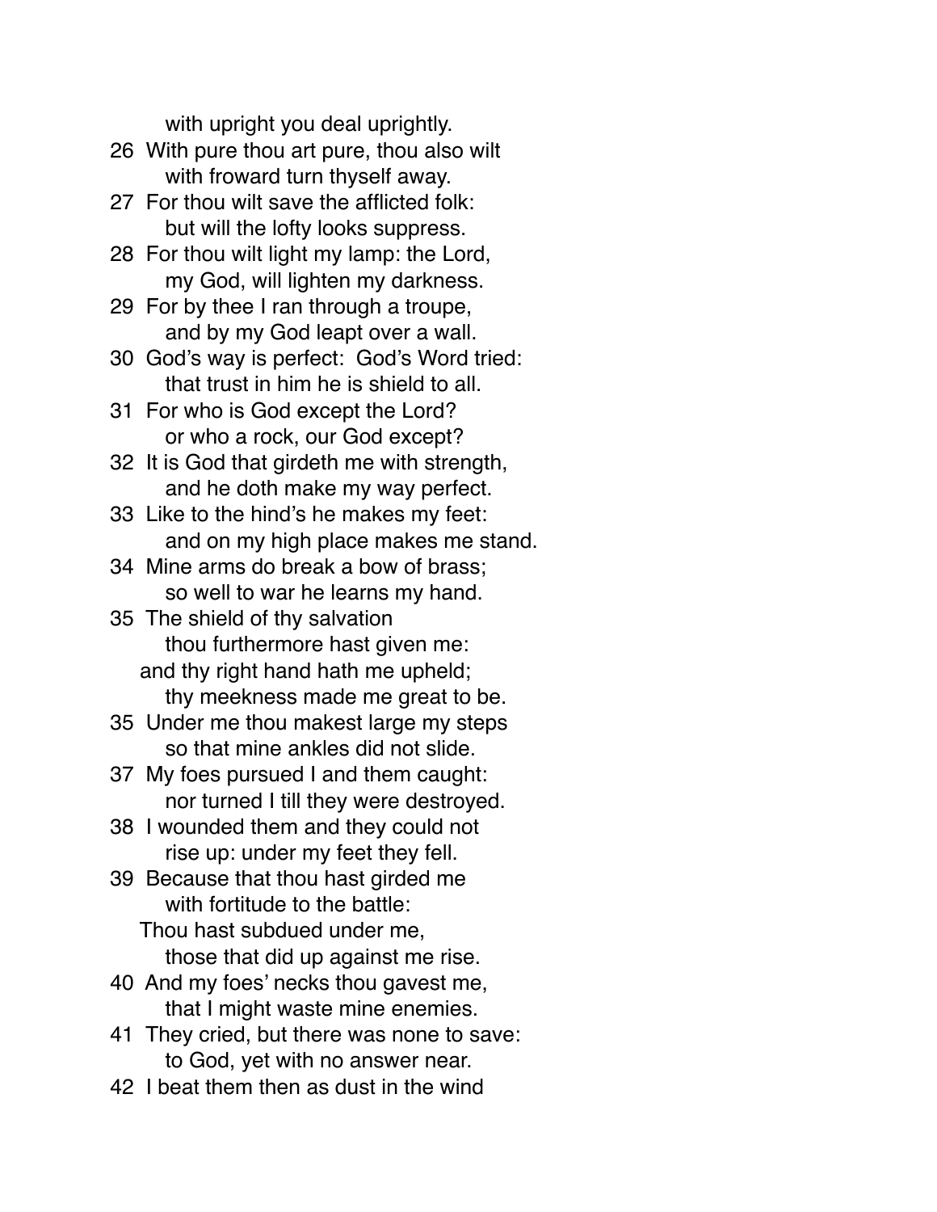with upright you deal uprightly.

26 With pure thou art pure, thou also wilt
 with froward turn thyself away.

27 For thou wilt save the afflicted folk:
 but will the lofty looks suppress.

28 For thou wilt light my lamp: the Lord,
 my God, will lighten my darkness.

29 For by thee I ran through a troupe,
 and by my God leapt over a wall.

30 God's way is perfect: God's Word tried:
 that trust in him he is shield to all.

31 For who is God except the Lord?
 or who a rock, our God except?

32 It is God that girdeth me with strength,
 and he doth make my way perfect.

33 Like to the hind's he makes my feet:
 and on my high place makes me stand.

34 Mine arms do break a bow of brass;
 so well to war he learns my hand.

35 The shield of thy salvation
 thou furthermore hast given me:
 and thy right hand hath me upheld;
 thy meekness made me great to be.

35 Under me thou makest large my steps
 so that mine ankles did not slide.

37 My foes pursued I and them caught:
 nor turned I till they were destroyed.

38 I wounded them and they could not
 rise up: under my feet they fell.

39 Because that thou hast girded me
 with fortitude to the battle:
 Thou hast subdued under me,
 those that did up against me rise.

40 And my foes' necks thou gavest me,
 that I might waste mine enemies.

41 They cried, but there was none to save:
 to God, yet with no answer near.

42 I beat them then as dust in the wind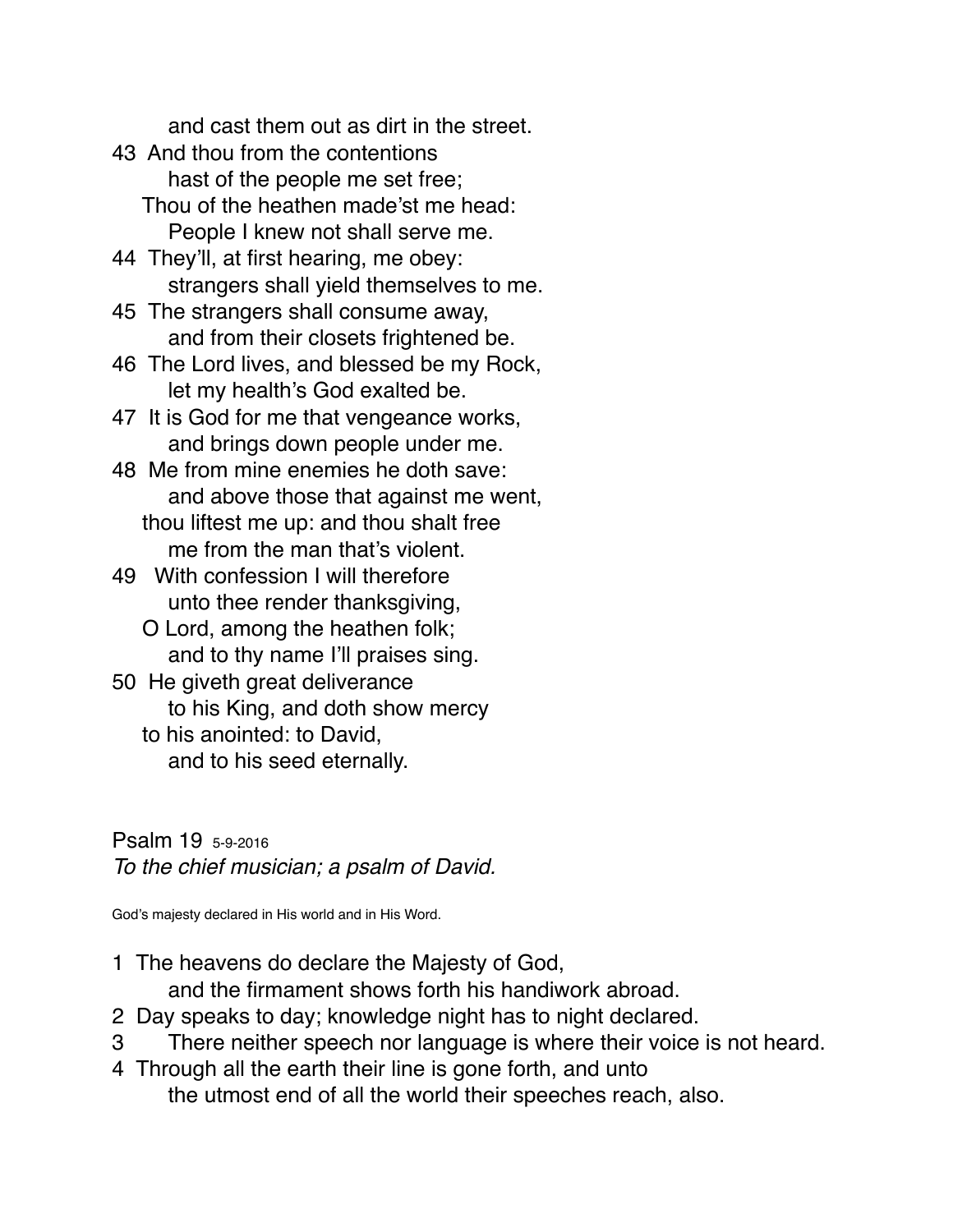and cast them out as dirt in the street.

43  And thou from the contentions
    hast of the people me set free;
  Thou of the heathen made'st me head:
    People I knew not shall serve me.

44  They'll, at first hearing, me obey:
    strangers shall yield themselves to me.

45  The strangers shall consume away,
    and from their closets frightened be.

46  The Lord lives, and blessed be my Rock,
    let my health's God exalted be.

47  It is God for me that vengeance works,
    and brings down people under me.

48  Me from mine enemies he doth save:
    and above those that against me went,
  thou liftest me up: and thou shalt free
    me from the man that's violent.

49  With confession I will therefore
    unto thee render thanksgiving,
  O Lord, among the heathen folk;
    and to thy name I'll praises sing.

50  He giveth great deliverance
    to his King, and doth show mercy
  to his anointed: to David,
    and to his seed eternally.

## Psalm 19 5-9-2016

*To the chief musician; a psalm of David.*

God's majesty declared in His world and in His Word.

1  The heavens do declare the Majesty of God,
    and the firmament shows forth his handiwork abroad.

2  Day speaks to day; knowledge night has to night declared.

3  There neither speech nor language is where their voice is not heard.

4  Through all the earth their line is gone forth, and unto
    the utmost end of all the world their speeches reach, also.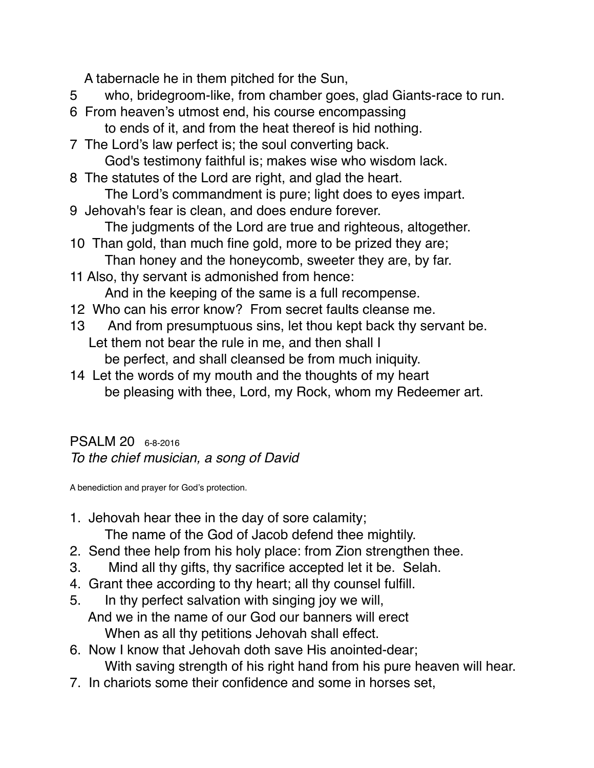A tabernacle he in them pitched for the Sun,

5 who, bridegroom-like, from chamber goes, glad Giants-race to run.

6 From heaven's utmost end, his course encompassing
to ends of it, and from the heat thereof is hid nothing.

7 The Lord's law perfect is; the soul converting back.
God's testimony faithful is; makes wise who wisdom lack.

8 The statutes of the Lord are right, and glad the heart.
The Lord's commandment is pure; light does to eyes impart.

9 Jehovah's fear is clean, and does endure forever.
The judgments of the Lord are true and righteous, altogether.

10 Than gold, than much fine gold, more to be prized they are;
Than honey and the honeycomb, sweeter they are, by far.

11 Also, thy servant is admonished from hence:
And in the keeping of the same is a full recompense.

12 Who can his error know? From secret faults cleanse me.

13 And from presumptuous sins, let thou kept back thy servant be.
Let them not bear the rule in me, and then shall I
be perfect, and shall cleansed be from much iniquity.

14 Let the words of my mouth and the thoughts of my heart
be pleasing with thee, Lord, my Rock, whom my Redeemer art.

## PSALM 20 6-8-2016

*To the chief musician, a song of David*

A benediction and prayer for God's protection.

1. Jehovah hear thee in the day of sore calamity;
The name of the God of Jacob defend thee mightily.
2. Send thee help from his holy place: from Zion strengthen thee.
3. Mind all thy gifts, thy sacrifice accepted let it be. Selah.
4. Grant thee according to thy heart; all thy counsel fulfill.
5. In thy perfect salvation with singing joy we will,
And we in the name of our God our banners will erect
When as all thy petitions Jehovah shall effect.
6. Now I know that Jehovah doth save His anointed-dear;
With saving strength of his right hand from his pure heaven will hear.
7. In chariots some their confidence and some in horses set,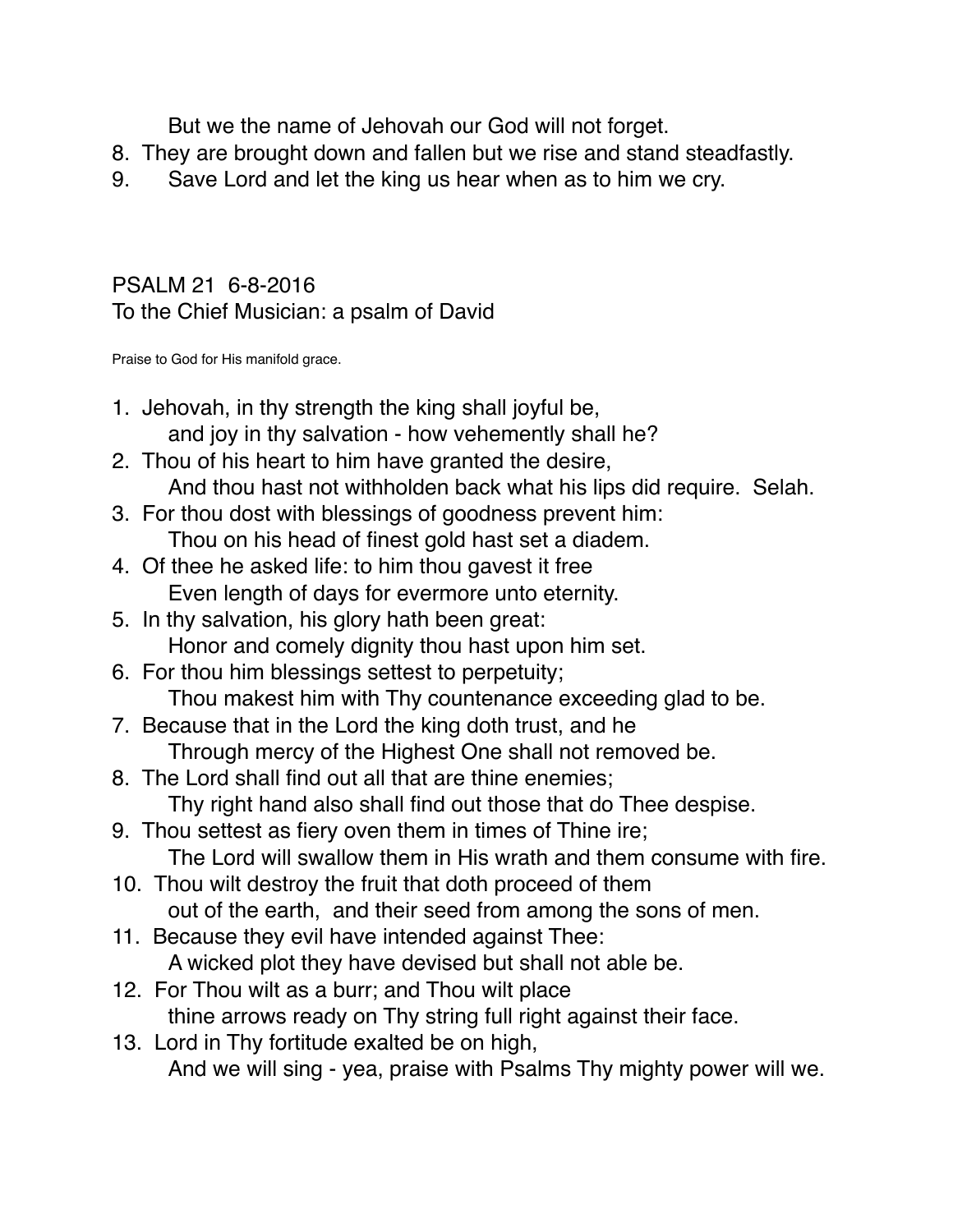But we the name of Jehovah our God will not forget.

8. They are brought down and fallen but we rise and stand steadfastly.
9. Save Lord and let the king us hear when as to him we cry.

## PSALM 21 6-8-2016

To the Chief Musician: a psalm of David

Praise to God for His manifold grace.

1. Jehovah, in thy strength the king shall joyful be,
   and joy in thy salvation - how vehemently shall he?
2. Thou of his heart to him have granted the desire,
   And thou hast not withholden back what his lips did require. Selah.
3. For thou dost with blessings of goodness prevent him:
   Thou on his head of finest gold hast set a diadem.
4. Of thee he asked life: to him thou gavest it free
   Even length of days for evermore unto eternity.
5. In thy salvation, his glory hath been great:
   Honor and comely dignity thou hast upon him set.
6. For thou him blessings settest to perpetuity;
   Thou makest him with Thy countenance exceeding glad to be.
7. Because that in the Lord the king doth trust, and he
   Through mercy of the Highest One shall not removed be.
8. The Lord shall find out all that are thine enemies;
   Thy right hand also shall find out those that do Thee despise.
9. Thou settest as fiery oven them in times of Thine ire;
   The Lord will swallow them in His wrath and them consume with fire.
10. Thou wilt destroy the fruit that doth proceed of them
    out of the earth, and their seed from among the sons of men.
11. Because they evil have intended against Thee:
    A wicked plot they have devised but shall not able be.
12. For Thou wilt as a burr; and Thou wilt place
    thine arrows ready on Thy string full right against their face.
13. Lord in Thy fortitude exalted be on high,
    And we will sing - yea, praise with Psalms Thy mighty power will we.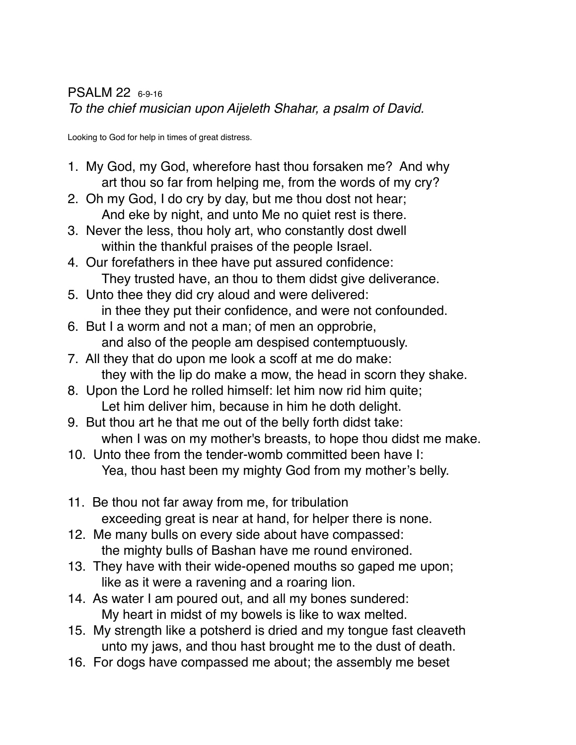# PSALM 22 6-9-16

*To the chief musician upon Aijeleth Shahar, a psalm of David.*

Looking to God for help in times of great distress.

1. My God, my God, wherefore hast thou forsaken me? And why
   art thou so far from helping me, from the words of my cry?
2. Oh my God, I do cry by day, but me thou dost not hear;
   And eke by night, and unto Me no quiet rest is there.
3. Never the less, thou holy art, who constantly dost dwell
   within the thankful praises of the people Israel.
4. Our forefathers in thee have put assured confidence:
   They trusted have, an thou to them didst give deliverance.
5. Unto thee they did cry aloud and were delivered:
   in thee they put their confidence, and were not confounded.
6. But I a worm and not a man; of men an opprobrie,
   and also of the people am despised contemptuously.
7. All they that do upon me look a scoff at me do make:
   they with the lip do make a mow, the head in scorn they shake.
8. Upon the Lord he rolled himself: let him now rid him quite;
   Let him deliver him, because in him he doth delight.
9. But thou art he that me out of the belly forth didst take:
   when I was on my mother's breasts, to hope thou didst me make.
10. Unto thee from the tender-womb committed been have I:
    Yea, thou hast been my mighty God from my mother's belly.

11. Be thou not far away from me, for tribulation
    exceeding great is near at hand, for helper there is none.
12. Me many bulls on every side about have compassed:
    the mighty bulls of Bashan have me round environed.
13. They have with their wide-opened mouths so gaped me upon;
    like as it were a ravening and a roaring lion.
14. As water I am poured out, and all my bones sundered:
    My heart in midst of my bowels is like to wax melted.
15. My strength like a potsherd is dried and my tongue fast cleaveth
    unto my jaws, and thou hast brought me to the dust of death.
16. For dogs have compassed me about; the assembly me beset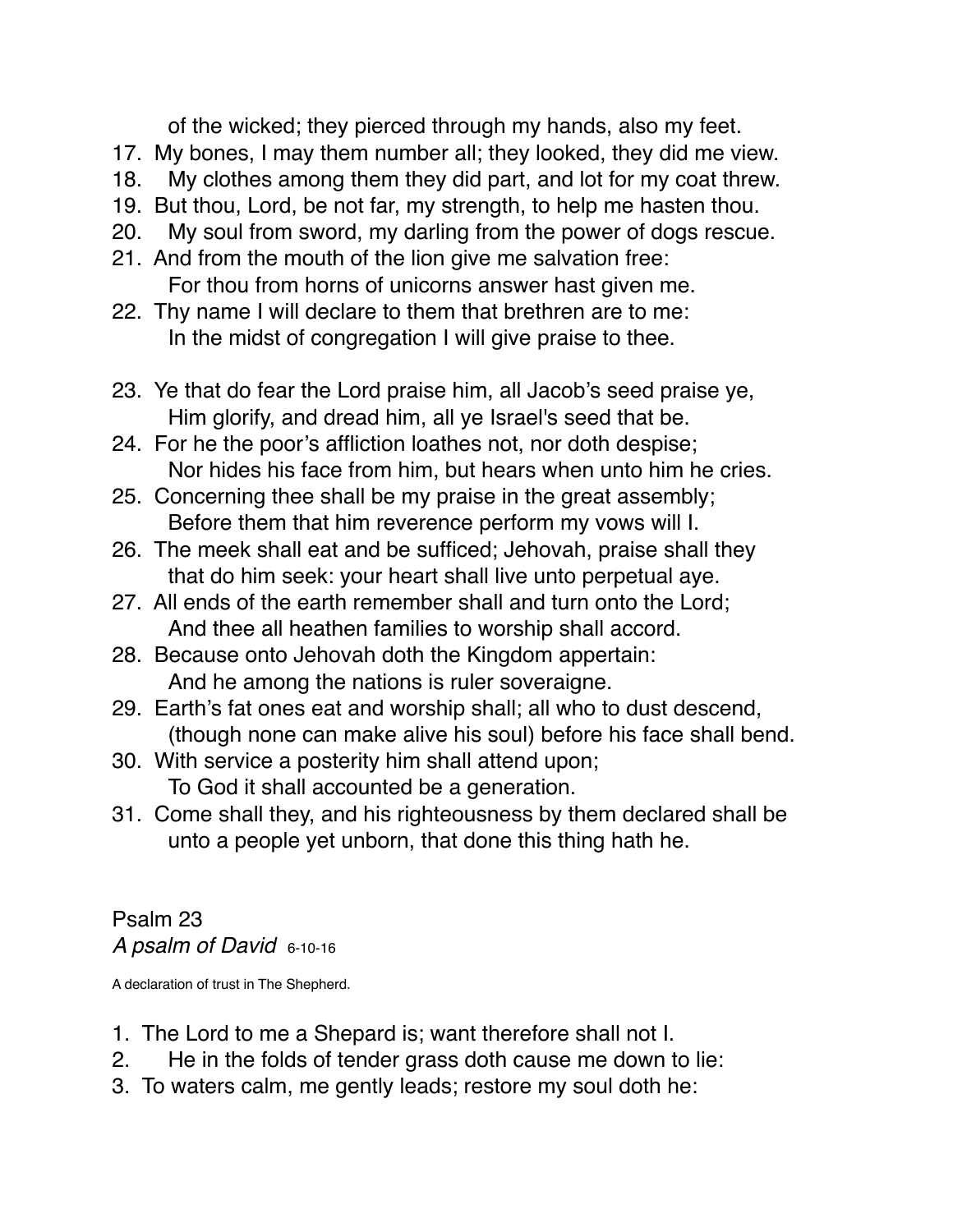of the wicked; they pierced through my hands, also my feet.

17. My bones, I may them number all; they looked, they did me view.
18. My clothes among them they did part, and lot for my coat threw.
19. But thou, Lord, be not far, my strength, to help me hasten thou.
20. My soul from sword, my darling from the power of dogs rescue.
21. And from the mouth of the lion give me salvation free:
    For thou from horns of unicorns answer hast given me.
22. Thy name I will declare to them that brethren are to me:
    In the midst of congregation I will give praise to thee.

23. Ye that do fear the Lord praise him, all Jacob's seed praise ye,
    Him glorify, and dread him, all ye Israel's seed that be.
24. For he the poor's affliction loathes not, nor doth despise;
    Nor hides his face from him, but hears when unto him he cries.
25. Concerning thee shall be my praise in the great assembly;
    Before them that him reverence perform my vows will I.
26. The meek shall eat and be sufficed; Jehovah, praise shall they
    that do him seek: your heart shall live unto perpetual aye.
27. All ends of the earth remember shall and turn onto the Lord;
    And thee all heathen families to worship shall accord.
28. Because onto Jehovah doth the Kingdom appertain:
    And he among the nations is ruler soveraigne.
29. Earth's fat ones eat and worship shall; all who to dust descend,
    (though none can make alive his soul) before his face shall bend.
30. With service a posterity him shall attend upon;
    To God it shall accounted be a generation.
31. Come shall they, and his righteousness by them declared shall be
    unto a people yet unborn, that done this thing hath he.

## Psalm 23

*A psalm of David* 6-10-16

A declaration of trust in The Shepherd.

1. The Lord to me a Shepard is; want therefore shall not I.
2. He in the folds of tender grass doth cause me down to lie:
3. To waters calm, me gently leads; restore my soul doth he: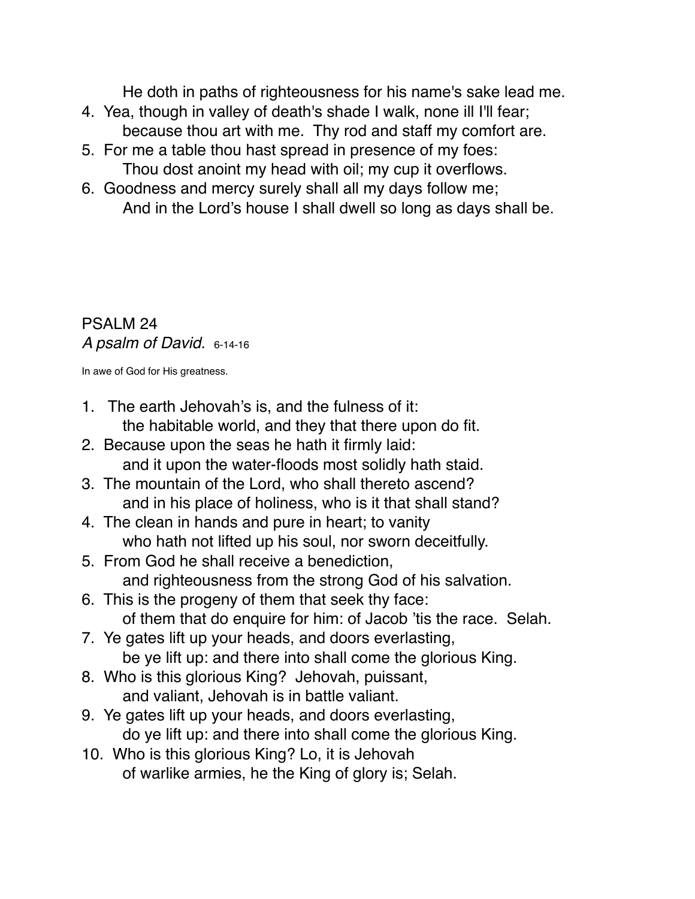He doth in paths of righteousness for his name's sake lead me.

4. Yea, though in valley of death's shade I walk, none ill I'll fear;
   because thou art with me. Thy rod and staff my comfort are.
5. For me a table thou hast spread in presence of my foes:
   Thou dost anoint my head with oil; my cup it overflows.
6. Goodness and mercy surely shall all my days follow me;
   And in the Lord's house I shall dwell so long as days shall be.

## PSALM 24

*A psalm of David.* 6-14-16

In awe of God for His greatness.

1. The earth Jehovah's is, and the fulness of it:
   the habitable world, and they that there upon do fit.
2. Because upon the seas he hath it firmly laid:
   and it upon the water-floods most solidly hath staid.
3. The mountain of the Lord, who shall thereto ascend?
   and in his place of holiness, who is it that shall stand?
4. The clean in hands and pure in heart; to vanity
   who hath not lifted up his soul, nor sworn deceitfully.
5. From God he shall receive a benediction,
   and righteousness from the strong God of his salvation.
6. This is the progeny of them that seek thy face:
   of them that do enquire for him: of Jacob 'tis the race. Selah.
7. Ye gates lift up your heads, and doors everlasting,
   be ye lift up: and there into shall come the glorious King.
8. Who is this glorious King? Jehovah, puissant,
   and valiant, Jehovah is in battle valiant.
9. Ye gates lift up your heads, and doors everlasting,
   do ye lift up: and there into shall come the glorious King.
10. Who is this glorious King? Lo, it is Jehovah
    of warlike armies, he the King of glory is; Selah.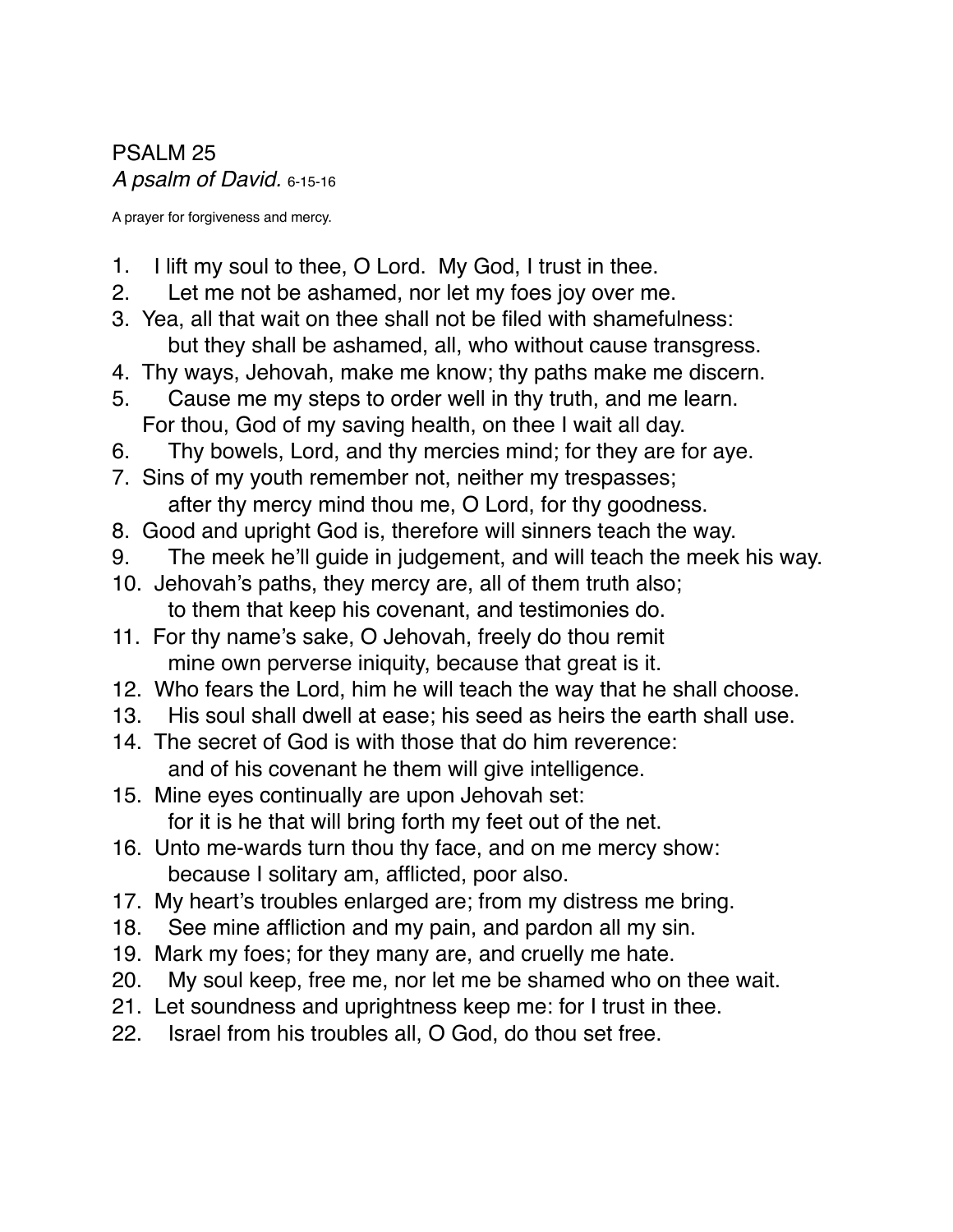# PSALM 25

*A psalm of David.* 6-15-16

A prayer for forgiveness and mercy.

1. I lift my soul to thee, O Lord. My God, I trust in thee.
2. Let me not be ashamed, nor let my foes joy over me.
3. Yea, all that wait on thee shall not be filed with shamefulness:
   but they shall be ashamed, all, who without cause transgress.
4. Thy ways, Jehovah, make me know; thy paths make me discern.
5. Cause me my steps to order well in thy truth, and me learn.
   For thou, God of my saving health, on thee I wait all day.
6. Thy bowels, Lord, and thy mercies mind; for they are for aye.
7. Sins of my youth remember not, neither my trespasses;
   after thy mercy mind thou me, O Lord, for thy goodness.
8. Good and upright God is, therefore will sinners teach the way.
9. The meek he'll guide in judgement, and will teach the meek his way.
10. Jehovah's paths, they mercy are, all of them truth also;
    to them that keep his covenant, and testimonies do.
11. For thy name's sake, O Jehovah, freely do thou remit
    mine own perverse iniquity, because that great is it.
12. Who fears the Lord, him he will teach the way that he shall choose.
13. His soul shall dwell at ease; his seed as heirs the earth shall use.
14. The secret of God is with those that do him reverence:
    and of his covenant he them will give intelligence.
15. Mine eyes continually are upon Jehovah set:
    for it is he that will bring forth my feet out of the net.
16. Unto me-wards turn thou thy face, and on me mercy show:
    because I solitary am, afflicted, poor also.
17. My heart's troubles enlarged are; from my distress me bring.
18. See mine affliction and my pain, and pardon all my sin.
19. Mark my foes; for they many are, and cruelly me hate.
20. My soul keep, free me, nor let me be shamed who on thee wait.
21. Let soundness and uprightness keep me: for I trust in thee.
22. Israel from his troubles all, O God, do thou set free.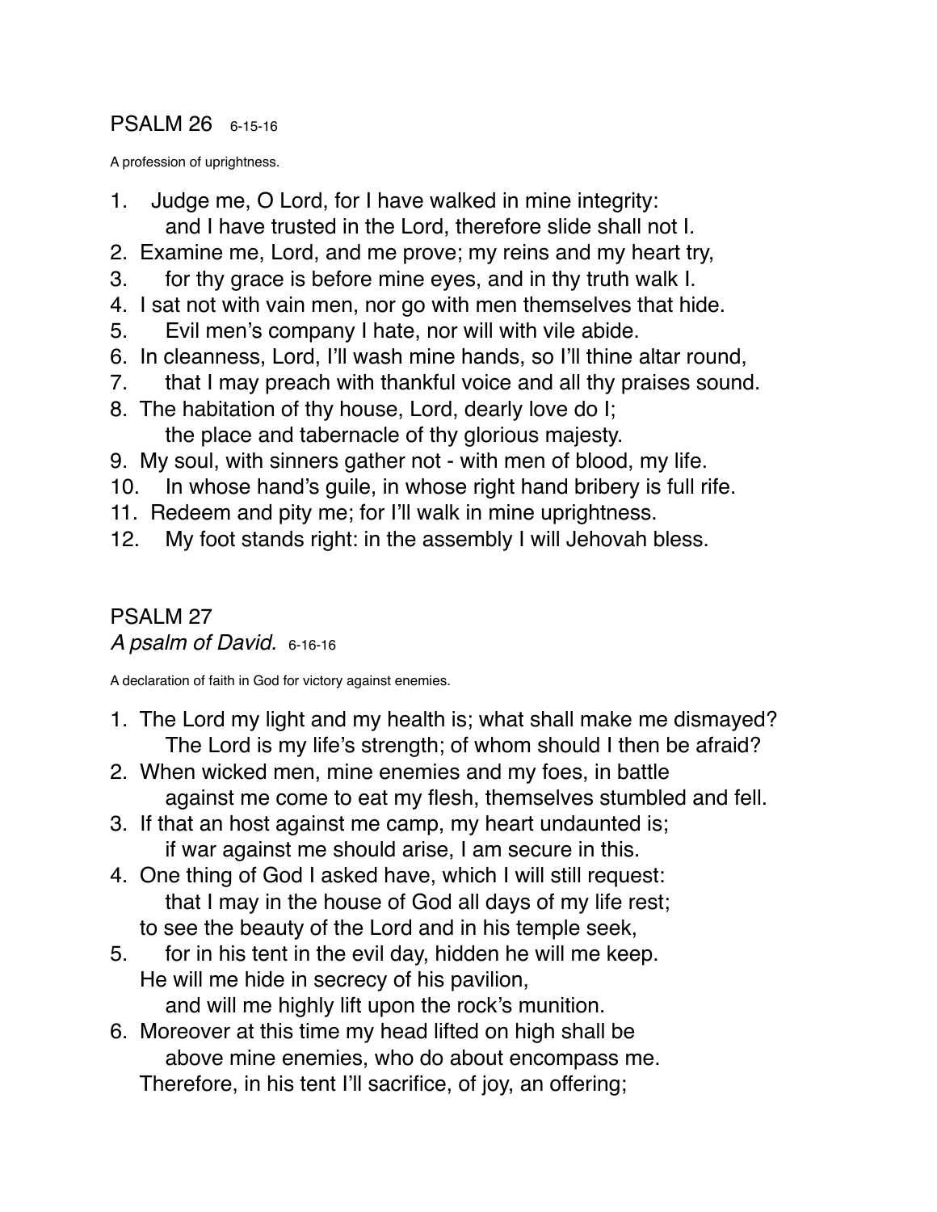## PSALM 26 6-15-16

A profession of uprightness.

1. Judge me, O Lord, for I have walked in mine integrity:
   and I have trusted in the Lord, therefore slide shall not I.
2. Examine me, Lord, and me prove; my reins and my heart try,
3. for thy grace is before mine eyes, and in thy truth walk I.
4. I sat not with vain men, nor go with men themselves that hide.
5. Evil men's company I hate, nor will with vile abide.
6. In cleanness, Lord, I'll wash mine hands, so I'll thine altar round,
7. that I may preach with thankful voice and all thy praises sound.
8. The habitation of thy house, Lord, dearly love do I;
   the place and tabernacle of thy glorious majesty.
9. My soul, with sinners gather not - with men of blood, my life.
10. In whose hand's guile, in whose right hand bribery is full rife.
11. Redeem and pity me; for I'll walk in mine uprightness.
12. My foot stands right: in the assembly I will Jehovah bless.

## PSALM 27

*A psalm of David.* 6-16-16

A declaration of faith in God for victory against enemies.

1. The Lord my light and my health is; what shall make me dismayed?
   The Lord is my life's strength; of whom should I then be afraid?
2. When wicked men, mine enemies and my foes, in battle
   against me come to eat my flesh, themselves stumbled and fell.
3. If that an host against me camp, my heart undaunted is;
   if war against me should arise, I am secure in this.
4. One thing of God I asked have, which I will still request:
   that I may in the house of God all days of my life rest;
   to see the beauty of the Lord and in his temple seek,
5. for in his tent in the evil day, hidden he will me keep.
   He will me hide in secrecy of his pavilion,
   and will me highly lift upon the rock's munition.
6. Moreover at this time my head lifted on high shall be
   above mine enemies, who do about encompass me.
   Therefore, in his tent I'll sacrifice, of joy, an offering;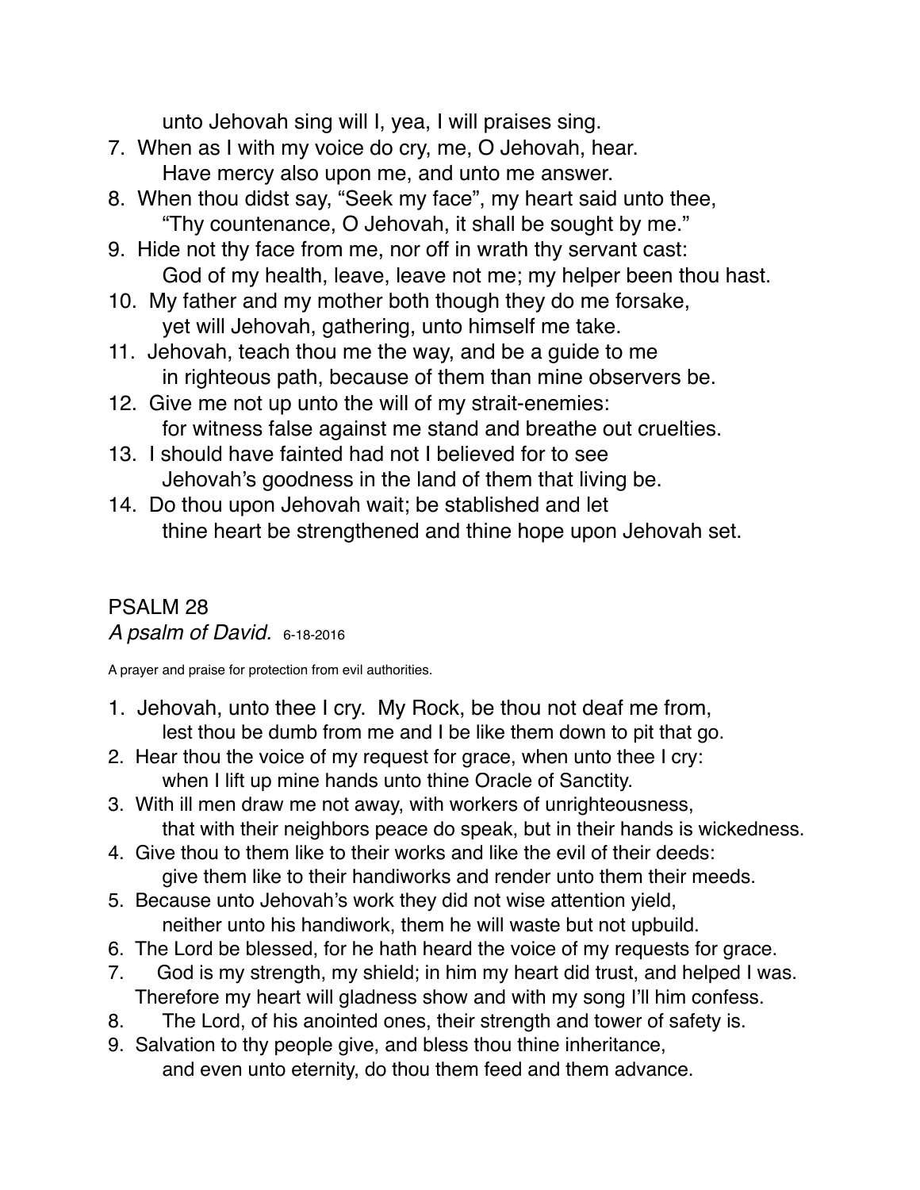unto Jehovah sing will I, yea, I will praises sing.

7. When as I with my voice do cry, me, O Jehovah, hear.
   Have mercy also upon me, and unto me answer.
8. When thou didst say, “Seek my face”, my heart said unto thee,
   “Thy countenance, O Jehovah, it shall be sought by me.”
9. Hide not thy face from me, nor off in wrath thy servant cast:
   God of my health, leave, leave not me; my helper been thou hast.
10. My father and my mother both though they do me forsake,
    yet will Jehovah, gathering, unto himself me take.
11. Jehovah, teach thou me the way, and be a guide to me
    in righteous path, because of them than mine observers be.
12. Give me not up unto the will of my strait-enemies:
    for witness false against me stand and breathe out cruelties.
13. I should have fainted had not I believed for to see
    Jehovah’s goodness in the land of them that living be.
14. Do thou upon Jehovah wait; be stablished and let
    thine heart be strengthened and thine hope upon Jehovah set.

## PSALM 28

*A psalm of David.* 6-18-2016

A prayer and praise for protection from evil authorities.

1. Jehovah, unto thee I cry. My Rock, be thou not deaf me from,
   lest thou be dumb from me and I be like them down to pit that go.
2. Hear thou the voice of my request for grace, when unto thee I cry:
   when I lift up mine hands unto thine Oracle of Sanctity.
3. With ill men draw me not away, with workers of unrighteousness,
   that with their neighbors peace do speak, but in their hands is wickedness.
4. Give thou to them like to their works and like the evil of their deeds:
   give them like to their handiworks and render unto them their meeds.
5. Because unto Jehovah’s work they did not wise attention yield,
   neither unto his handiwork, them he will waste but not upbuild.
6. The Lord be blessed, for he hath heard the voice of my requests for grace.
7. God is my strength, my shield; in him my heart did trust, and helped I was.
   Therefore my heart will gladness show and with my song I’ll him confess.
8. The Lord, of his anointed ones, their strength and tower of safety is.
9. Salvation to thy people give, and bless thou thine inheritance,
   and even unto eternity, do thou them feed and them advance.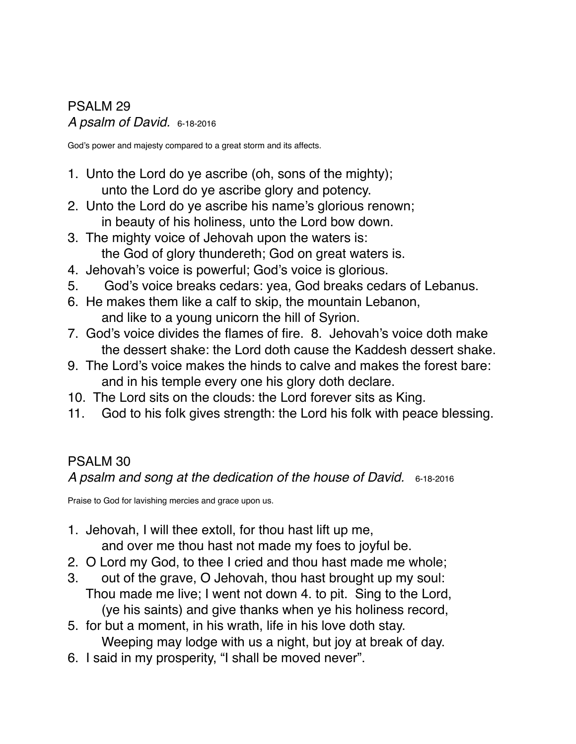## PSALM 29

*A psalm of David.* 6-18-2016

God's power and majesty compared to a great storm and its affects.

1. Unto the Lord do ye ascribe (oh, sons of the mighty);
   unto the Lord do ye ascribe glory and potency.
2. Unto the Lord do ye ascribe his name's glorious renown;
   in beauty of his holiness, unto the Lord bow down.
3. The mighty voice of Jehovah upon the waters is:
   the God of glory thundereth; God on great waters is.
4. Jehovah's voice is powerful; God's voice is glorious.
5. God's voice breaks cedars: yea, God breaks cedars of Lebanus.
6. He makes them like a calf to skip, the mountain Lebanon,
   and like to a young unicorn the hill of Syrion.
7. God's voice divides the flames of fire. 8. Jehovah's voice doth make
   the dessert shake: the Lord doth cause the Kaddesh dessert shake.
9. The Lord's voice makes the hinds to calve and makes the forest bare:
   and in his temple every one his glory doth declare.
10. The Lord sits on the clouds: the Lord forever sits as King.
11. God to his folk gives strength: the Lord his folk with peace blessing.

## PSALM 30

*A psalm and song at the dedication of the house of David.* 6-18-2016

Praise to God for lavishing mercies and grace upon us.

1. Jehovah, I will thee extoll, for thou hast lift up me,
   and over me thou hast not made my foes to joyful be.
2. O Lord my God, to thee I cried and thou hast made me whole;
3. out of the grave, O Jehovah, thou hast brought up my soul:
   Thou made me live; I went not down 4. to pit. Sing to the Lord,
   (ye his saints) and give thanks when ye his holiness record,
5. for but a moment, in his wrath, life in his love doth stay.
   Weeping may lodge with us a night, but joy at break of day.
6. I said in my prosperity, "I shall be moved never".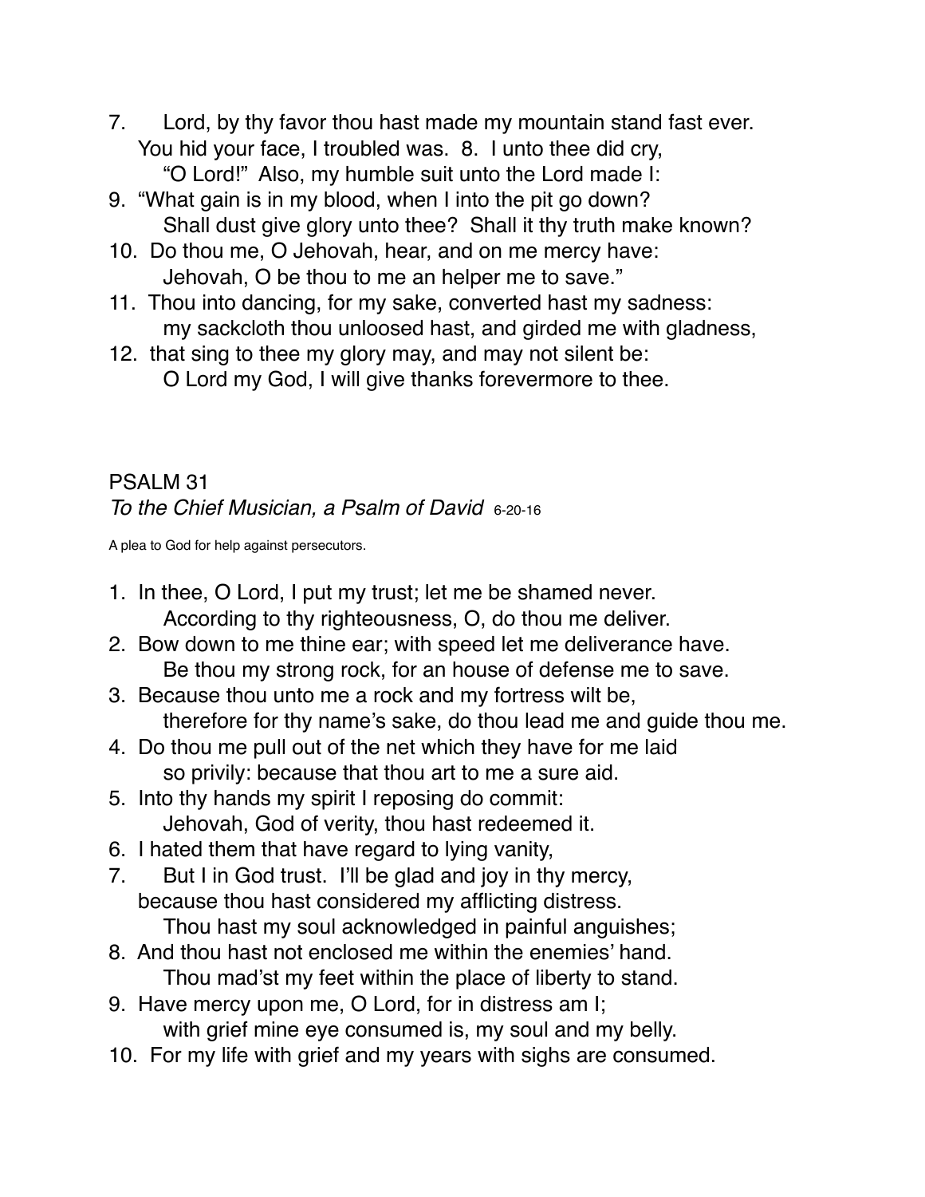7. Lord, by thy favor thou hast made my mountain stand fast ever.
You hid your face, I troubled was. 8. I unto thee did cry,
"O Lord!" Also, my humble suit unto the Lord made I:
9. "What gain is in my blood, when I into the pit go down?
Shall dust give glory unto thee? Shall it thy truth make known?
10. Do thou me, O Jehovah, hear, and on me mercy have:
Jehovah, O be thou to me an helper me to save."
11. Thou into dancing, for my sake, converted hast my sadness:
my sackcloth thou unloosed hast, and girded me with gladness,
12. that sing to thee my glory may, and may not silent be:
O Lord my God, I will give thanks forevermore to thee.

## PSALM 31

*To the Chief Musician, a Psalm of David* 6-20-16

A plea to God for help against persecutors.

1. In thee, O Lord, I put my trust; let me be shamed never.
According to thy righteousness, O, do thou me deliver.
2. Bow down to me thine ear; with speed let me deliverance have.
Be thou my strong rock, for an house of defense me to save.
3. Because thou unto me a rock and my fortress wilt be,
therefore for thy name's sake, do thou lead me and guide thou me.
4. Do thou me pull out of the net which they have for me laid
so privily: because that thou art to me a sure aid.
5. Into thy hands my spirit I reposing do commit:
Jehovah, God of verity, thou hast redeemed it.
6. I hated them that have regard to lying vanity,
7. But I in God trust. I'll be glad and joy in thy mercy,
because thou hast considered my afflicting distress.
Thou hast my soul acknowledged in painful anguishes;
8. And thou hast not enclosed me within the enemies' hand.
Thou mad'st my feet within the place of liberty to stand.
9. Have mercy upon me, O Lord, for in distress am I;
with grief mine eye consumed is, my soul and my belly.
10. For my life with grief and my years with sighs are consumed.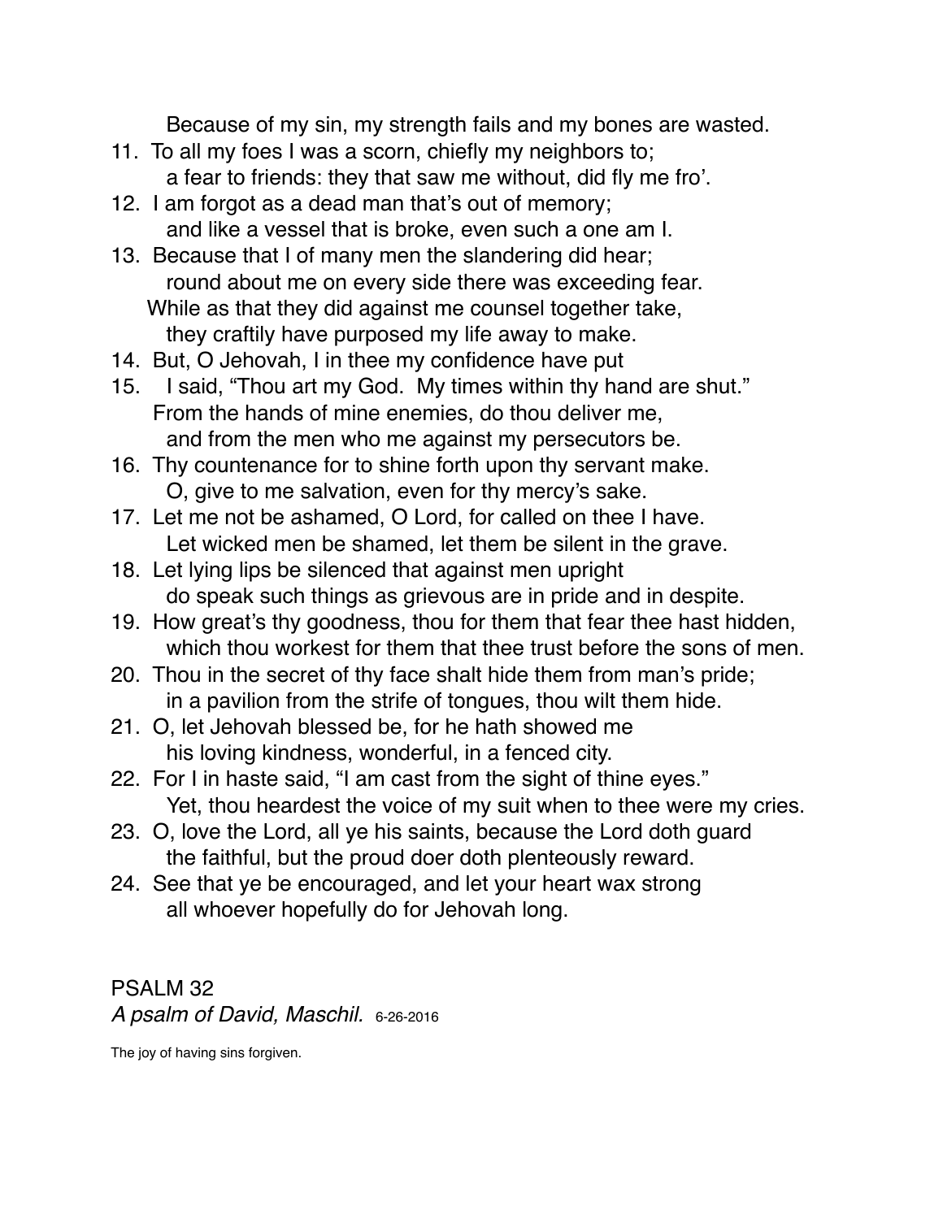Because of my sin, my strength fails and my bones are wasted.

11. To all my foes I was a scorn, chiefly my neighbors to;  
    a fear to friends: they that saw me without, did fly me fro'.
12. I am forgot as a dead man that's out of memory;  
    and like a vessel that is broke, even such a one am I.
13. Because that I of many men the slandering did hear;  
    round about me on every side there was exceeding fear.  
    While as that they did against me counsel together take,  
    they craftily have purposed my life away to make.
14. But, O Jehovah, I in thee my confidence have put
15. I said, "Thou art my God. My times within thy hand are shut."  
    From the hands of mine enemies, do thou deliver me,  
    and from the men who me against my persecutors be.
16. Thy countenance for to shine forth upon thy servant make.  
    O, give to me salvation, even for thy mercy's sake.
17. Let me not be ashamed, O Lord, for called on thee I have.  
    Let wicked men be shamed, let them be silent in the grave.
18. Let lying lips be silenced that against men upright  
    do speak such things as grievous are in pride and in despite.
19. How great's thy goodness, thou for them that fear thee hast hidden,  
    which thou workest for them that thee trust before the sons of men.
20. Thou in the secret of thy face shalt hide them from man's pride;  
    in a pavilion from the strife of tongues, thou wilt them hide.
21. O, let Jehovah blessed be, for he hath showed me  
    his loving kindness, wonderful, in a fenced city.
22. For I in haste said, "I am cast from the sight of thine eyes."  
    Yet, thou heardest the voice of my suit when to thee were my cries.
23. O, love the Lord, all ye his saints, because the Lord doth guard  
    the faithful, but the proud doer doth plenteously reward.
24. See that ye be encouraged, and let your heart wax strong  
    all whoever hopefully do for Jehovah long.

## PSALM 32

*A psalm of David, Maschil.* 6-26-2016

The joy of having sins forgiven.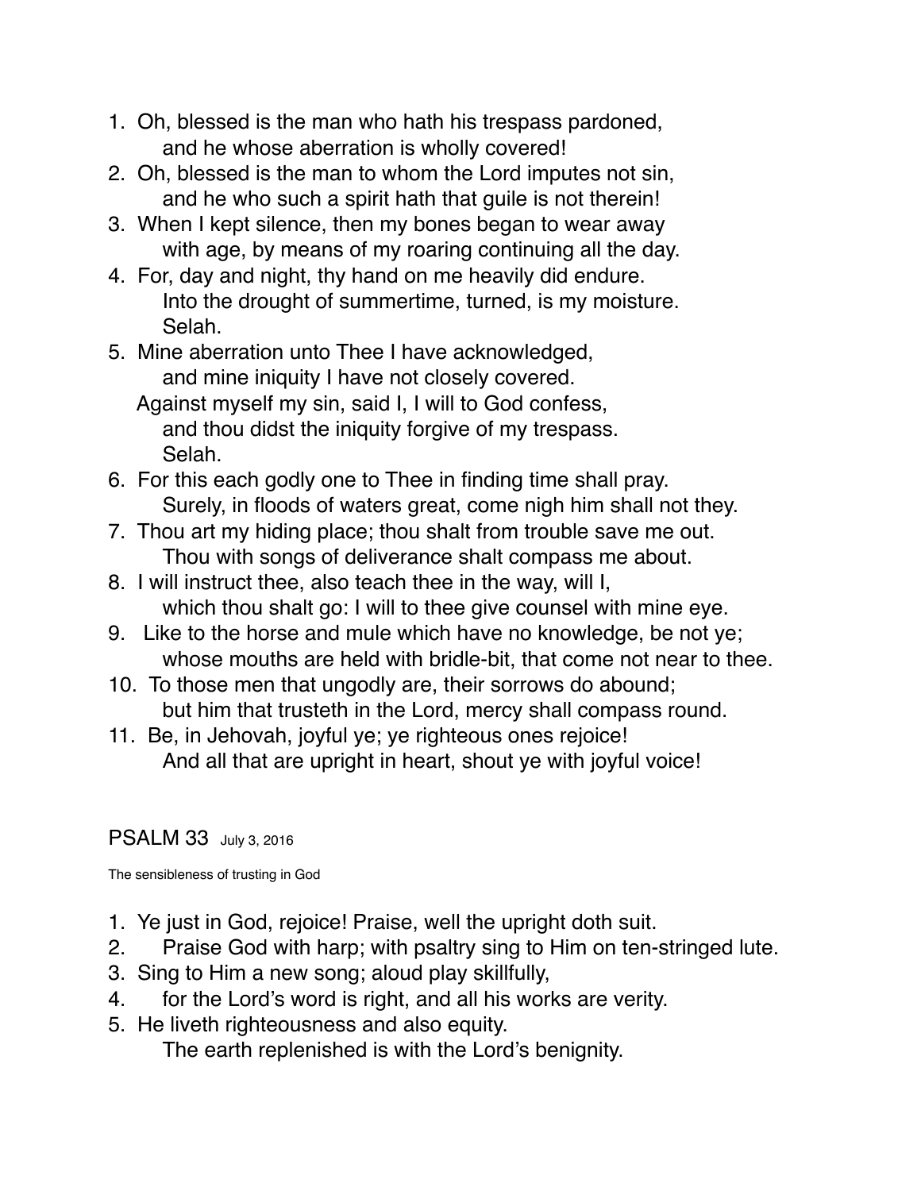1. Oh, blessed is the man who hath his trespass pardoned,
   and he whose aberration is wholly covered!
2. Oh, blessed is the man to whom the Lord imputes not sin,
   and he who such a spirit hath that guile is not therein!
3. When I kept silence, then my bones began to wear away
   with age, by means of my roaring continuing all the day.
4. For, day and night, thy hand on me heavily did endure.
   Into the drought of summertime, turned, is my moisture.
   Selah.
5. Mine aberration unto Thee I have acknowledged,
   and mine iniquity I have not closely covered.
   Against myself my sin, said I, I will to God confess,
   and thou didst the iniquity forgive of my trespass.
   Selah.
6. For this each godly one to Thee in finding time shall pray.
   Surely, in floods of waters great, come nigh him shall not they.
7. Thou art my hiding place; thou shalt from trouble save me out.
   Thou with songs of deliverance shalt compass me about.
8. I will instruct thee, also teach thee in the way, will I,
   which thou shalt go: I will to thee give counsel with mine eye.
9. Like to the horse and mule which have no knowledge, be not ye;
   whose mouths are held with bridle-bit, that come not near to thee.
10. To those men that ungodly are, their sorrows do abound;
    but him that trusteth in the Lord, mercy shall compass round.
11. Be, in Jehovah, joyful ye; ye righteous ones rejoice!
    And all that are upright in heart, shout ye with joyful voice!

## PSALM 33 July 3, 2016

The sensibleness of trusting in God

1. Ye just in God, rejoice! Praise, well the upright doth suit.
2. Praise God with harp; with psaltry sing to Him on ten-stringed lute.
3. Sing to Him a new song; aloud play skillfully,
4. for the Lord's word is right, and all his works are verity.
5. He liveth righteousness and also equity.
   The earth replenished is with the Lord's benignity.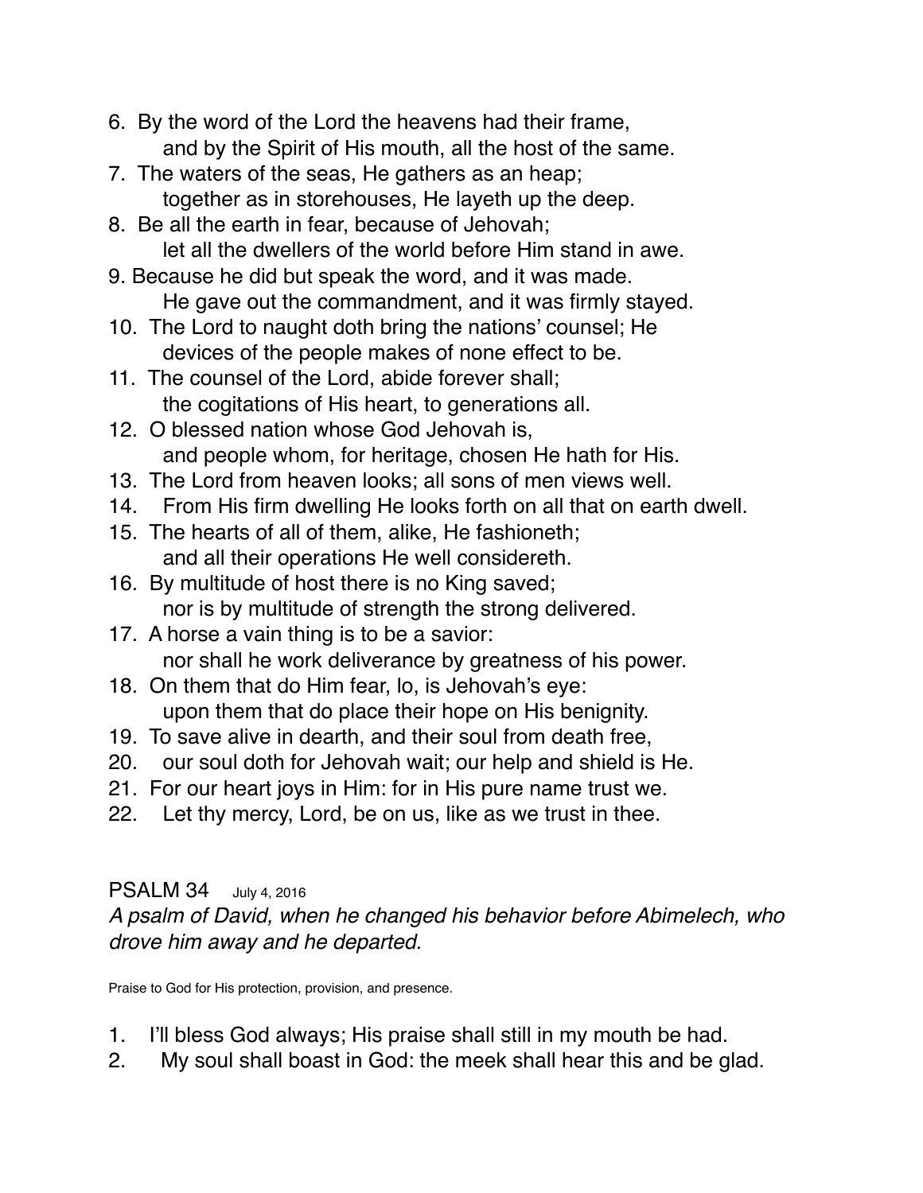6. By the word of the Lord the heavens had their frame,
   and by the Spirit of His mouth, all the host of the same.
7. The waters of the seas, He gathers as an heap;
   together as in storehouses, He layeth up the deep.
8. Be all the earth in fear, because of Jehovah;
   let all the dwellers of the world before Him stand in awe.
9. Because he did but speak the word, and it was made.
   He gave out the commandment, and it was firmly stayed.
10. The Lord to naught doth bring the nations' counsel; He
    devices of the people makes of none effect to be.
11. The counsel of the Lord, abide forever shall;
    the cogitations of His heart, to generations all.
12. O blessed nation whose God Jehovah is,
    and people whom, for heritage, chosen He hath for His.
13. The Lord from heaven looks; all sons of men views well.
14. From His firm dwelling He looks forth on all that on earth dwell.
15. The hearts of all of them, alike, He fashioneth;
    and all their operations He well considereth.
16. By multitude of host there is no King saved;
    nor is by multitude of strength the strong delivered.
17. A horse a vain thing is to be a savior:
    nor shall he work deliverance by greatness of his power.
18. On them that do Him fear, lo, is Jehovah's eye:
    upon them that do place their hope on His benignity.
19. To save alive in dearth, and their soul from death free,
20. our soul doth for Jehovah wait; our help and shield is He.
21. For our heart joys in Him: for in His pure name trust we.
22. Let thy mercy, Lord, be on us, like as we trust in thee.

## PSALM 34 July 4, 2016

*A psalm of David, when he changed his behavior before Abimelech, who drove him away and he departed.*

Praise to God for His protection, provision, and presence.

1. I'll bless God always; His praise shall still in my mouth be had.
2. My soul shall boast in God: the meek shall hear this and be glad.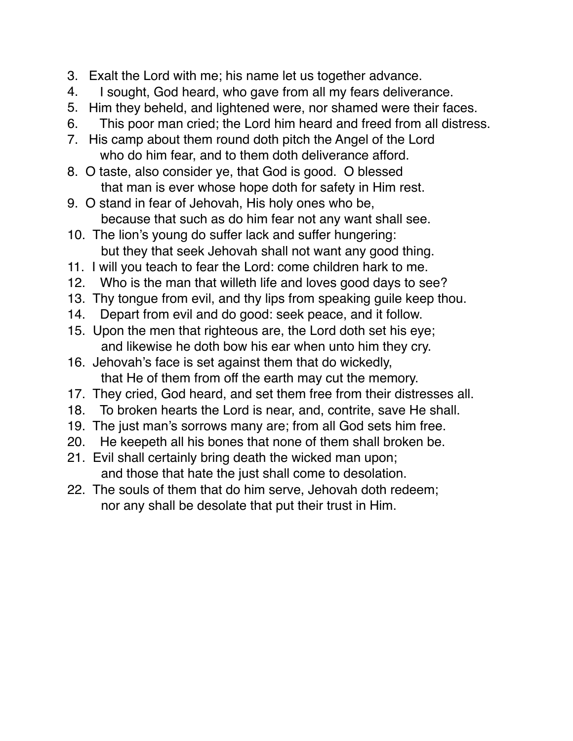3. Exalt the Lord with me; his name let us together advance.
4. I sought, God heard, who gave from all my fears deliverance.
5. Him they beheld, and lightened were, nor shamed were their faces.
6. This poor man cried; the Lord him heard and freed from all distress.
7. His camp about them round doth pitch the Angel of the Lord
   who do him fear, and to them doth deliverance afford.
8. O taste, also consider ye, that God is good. O blessed
   that man is ever whose hope doth for safety in Him rest.
9. O stand in fear of Jehovah, His holy ones who be,
   because that such as do him fear not any want shall see.
10. The lion's young do suffer lack and suffer hungering:
    but they that seek Jehovah shall not want any good thing.
11. I will you teach to fear the Lord: come children hark to me.
12. Who is the man that willeth life and loves good days to see?
13. Thy tongue from evil, and thy lips from speaking guile keep thou.
14. Depart from evil and do good: seek peace, and it follow.
15. Upon the men that righteous are, the Lord doth set his eye;
    and likewise he doth bow his ear when unto him they cry.
16. Jehovah's face is set against them that do wickedly,
    that He of them from off the earth may cut the memory.
17. They cried, God heard, and set them free from their distresses all.
18. To broken hearts the Lord is near, and, contrite, save He shall.
19. The just man's sorrows many are; from all God sets him free.
20. He keepeth all his bones that none of them shall broken be.
21. Evil shall certainly bring death the wicked man upon;
    and those that hate the just shall come to desolation.
22. The souls of them that do him serve, Jehovah doth redeem;
    nor any shall be desolate that put their trust in Him.